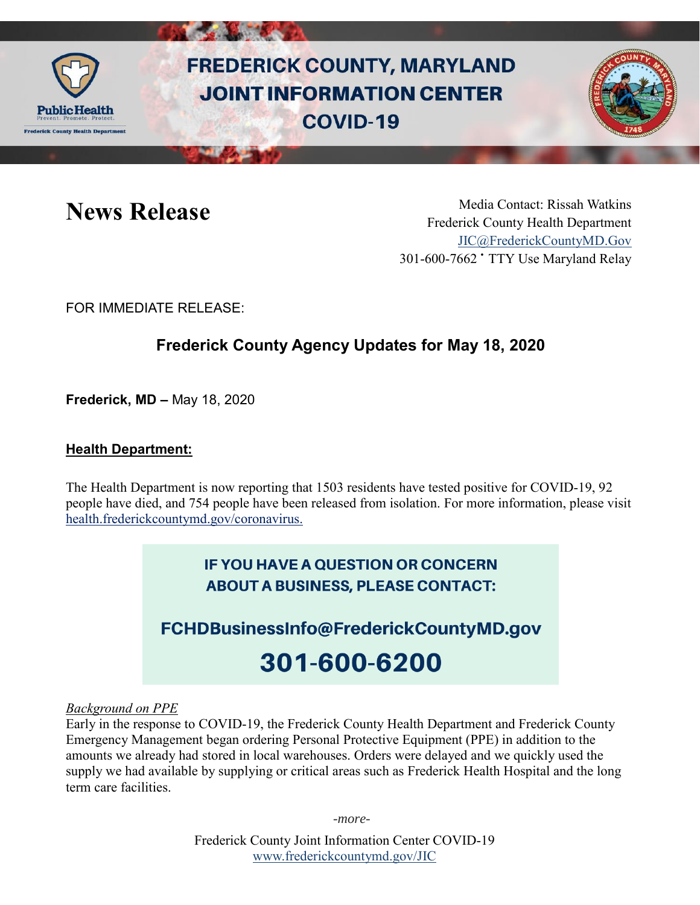# FREDERICK COUNTY, MARYLAND JOINT INFORMATION CENTER COVID-19

# News Release

Media Contact: Rissah Watkins
Frederick County Health Department
JIC@FrederickCountyMD.Gov
301-600-7662 • TTY Use Maryland Relay

FOR IMMEDIATE RELEASE:

## Frederick County Agency Updates for May 18, 2020

**Frederick, MD –** May 18, 2020

**Health Department:**

The Health Department is now reporting that 1503 residents have tested positive for COVID-19, 92 people have died, and 754 people have been released from isolation. For more information, please visit health.frederickcountymd.gov/coronavirus.

**IF YOU HAVE A QUESTION OR CONCERN ABOUT A BUSINESS, PLEASE CONTACT:**

**FCHDBusinessInfo@FrederickCountyMD.gov**

**301-600-6200**

*Background on PPE*

Early in the response to COVID-19, the Frederick County Health Department and Frederick County Emergency Management began ordering Personal Protective Equipment (PPE) in addition to the amounts we already had stored in local warehouses. Orders were delayed and we quickly used the supply we had available by supplying or critical areas such as Frederick Health Hospital and the long term care facilities.

*-more-*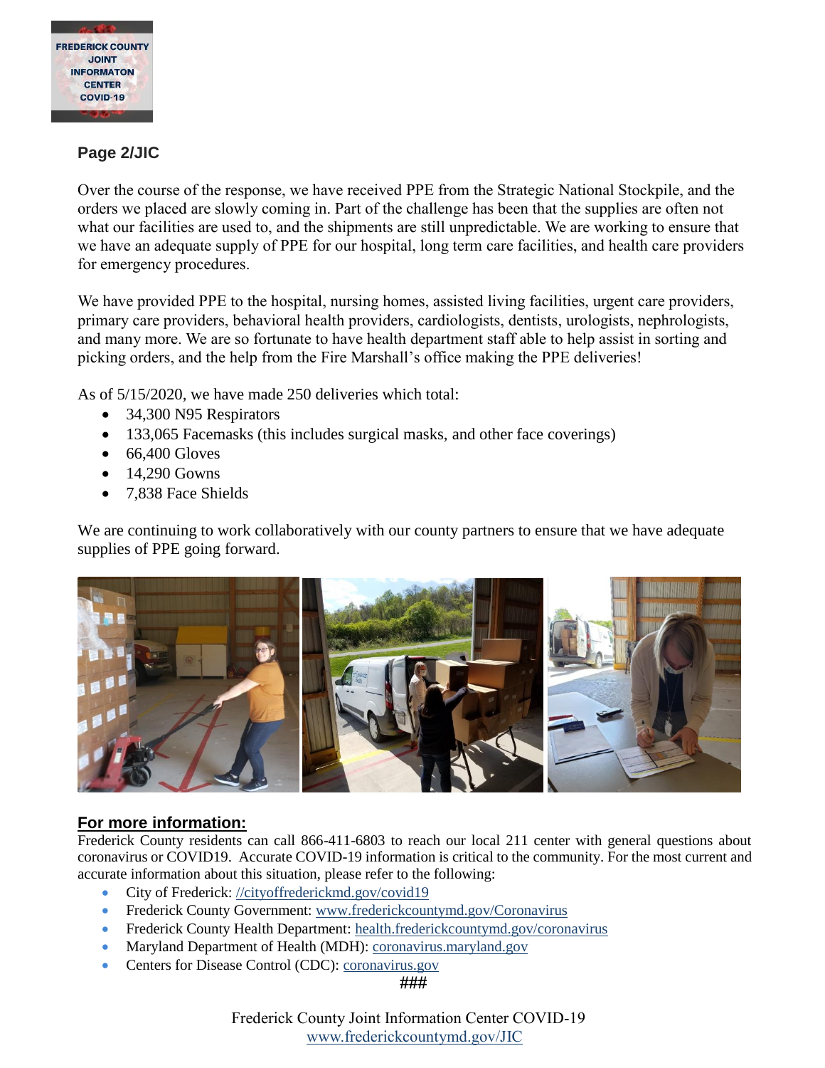**Page 2/JIC**

Over the course of the response, we have received PPE from the Strategic National Stockpile, and the orders we placed are slowly coming in. Part of the challenge has been that the supplies are often not what our facilities are used to, and the shipments are still unpredictable. We are working to ensure that we have an adequate supply of PPE for our hospital, long term care facilities, and health care providers for emergency procedures.

We have provided PPE to the hospital, nursing homes, assisted living facilities, urgent care providers, primary care providers, behavioral health providers, cardiologists, dentists, urologists, nephrologists, and many more. We are so fortunate to have health department staff able to help assist in sorting and picking orders, and the help from the Fire Marshall's office making the PPE deliveries!

As of 5/15/2020, we have made 250 deliveries which total:

- 34,300 N95 Respirators
- 133,065 Facemasks (this includes surgical masks, and other face coverings)
- 66,400 Gloves
- 14,290 Gowns
- 7,838 Face Shields

We are continuing to work collaboratively with our county partners to ensure that we have adequate supplies of PPE going forward.

## For more information:

Frederick County residents can call 866-411-6803 to reach our local 211 center with general questions about coronavirus or COVID19. Accurate COVID-19 information is critical to the community. For the most current and accurate information about this situation, please refer to the following:

- City of Frederick: //cityoffrederickmd.gov/covid19
- Frederick County Government: www.frederickcountymd.gov/Coronavirus
- Frederick County Health Department: health.frederickcountymd.gov/coronavirus
- Maryland Department of Health (MDH): coronavirus.maryland.gov
- Centers for Disease Control (CDC): coronavirus.gov

###

Frederick County Joint Information Center COVID-19
www.frederickcountymd.gov/JIC